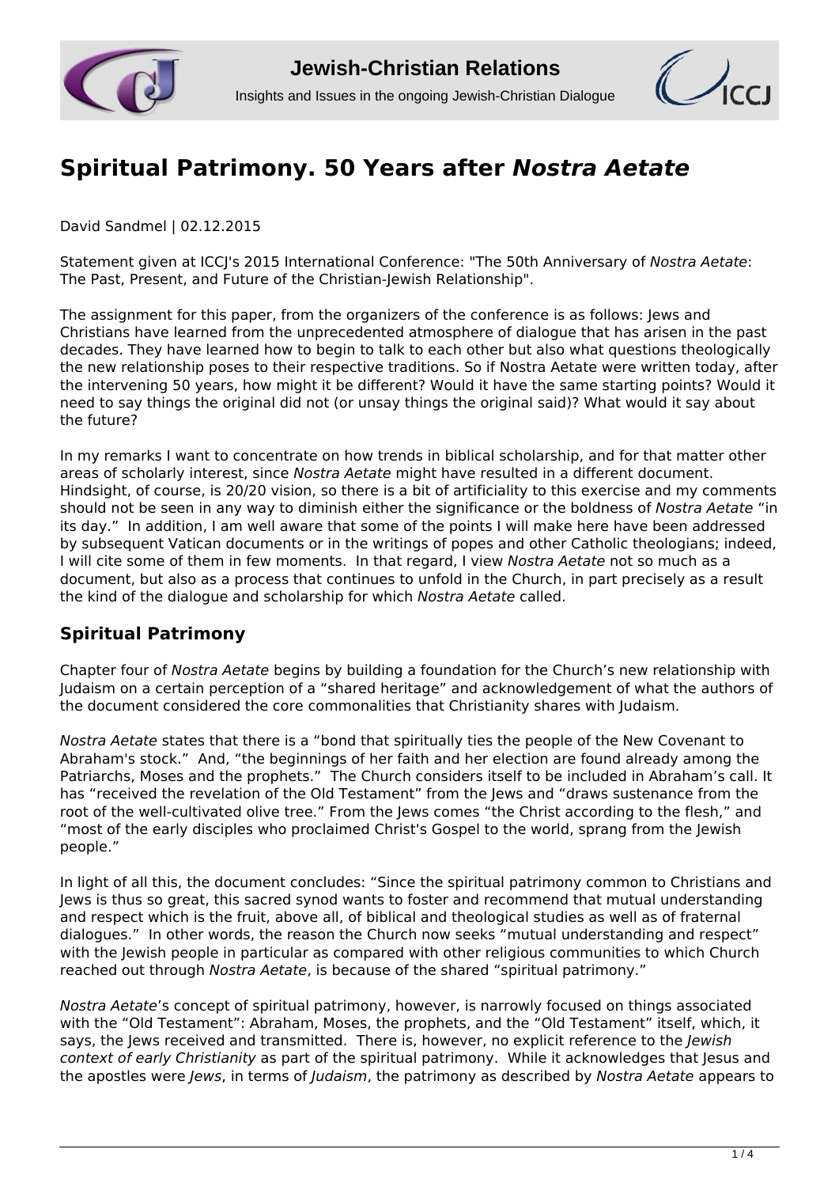# Spiritual Patrimony. 50 Years after *Nostra Aetate*

David Sandmel | 02.12.2015

Statement given at ICCJ's 2015 International Conference: "The 50th Anniversary of *Nostra Aetate*: The Past, Present, and Future of the Christian-Jewish Relationship".

The assignment for this paper, from the organizers of the conference is as follows: Jews and Christians have learned from the unprecedented atmosphere of dialogue that has arisen in the past decades. They have learned how to begin to talk to each other but also what questions theologically the new relationship poses to their respective traditions. So if Nostra Aetate were written today, after the intervening 50 years, how might it be different? Would it have the same starting points? Would it need to say things the original did not (or unsay things the original said)? What would it say about the future?

In my remarks I want to concentrate on how trends in biblical scholarship, and for that matter other areas of scholarly interest, since *Nostra Aetate* might have resulted in a different document. Hindsight, of course, is 20/20 vision, so there is a bit of artificiality to this exercise and my comments should not be seen in any way to diminish either the significance or the boldness of *Nostra Aetate* "in its day." In addition, I am well aware that some of the points I will make here have been addressed by subsequent Vatican documents or in the writings of popes and other Catholic theologians; indeed, I will cite some of them in few moments. In that regard, I view *Nostra Aetate* not so much as a document, but also as a process that continues to unfold in the Church, in part precisely as a result the kind of the dialogue and scholarship for which *Nostra Aetate* called.

## Spiritual Patrimony

Chapter four of *Nostra Aetate* begins by building a foundation for the Church's new relationship with Judaism on a certain perception of a "shared heritage" and acknowledgement of what the authors of the document considered the core commonalities that Christianity shares with Judaism.

*Nostra Aetate* states that there is a "bond that spiritually ties the people of the New Covenant to Abraham's stock." And, "the beginnings of her faith and her election are found already among the Patriarchs, Moses and the prophets." The Church considers itself to be included in Abraham's call. It has "received the revelation of the Old Testament" from the Jews and "draws sustenance from the root of the well-cultivated olive tree." From the Jews comes "the Christ according to the flesh," and "most of the early disciples who proclaimed Christ's Gospel to the world, sprang from the Jewish people."

In light of all this, the document concludes: "Since the spiritual patrimony common to Christians and Jews is thus so great, this sacred synod wants to foster and recommend that mutual understanding and respect which is the fruit, above all, of biblical and theological studies as well as of fraternal dialogues." In other words, the reason the Church now seeks "mutual understanding and respect" with the Jewish people in particular as compared with other religious communities to which Church reached out through *Nostra Aetate*, is because of the shared "spiritual patrimony."

*Nostra Aetate*'s concept of spiritual patrimony, however, is narrowly focused on things associated with the "Old Testament": Abraham, Moses, the prophets, and the "Old Testament" itself, which, it says, the Jews received and transmitted. There is, however, no explicit reference to the *Jewish context of early Christianity* as part of the spiritual patrimony. While it acknowledges that Jesus and the apostles were *Jews*, in terms of *Judaism*, the patrimony as described by *Nostra Aetate* appears to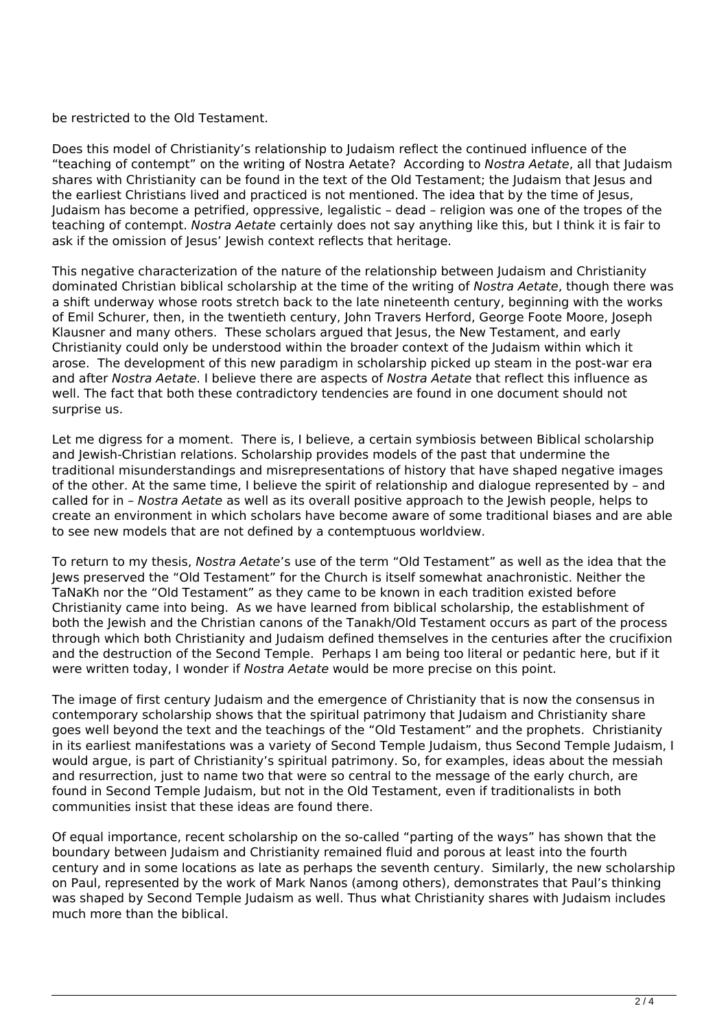be restricted to the Old Testament.

Does this model of Christianity's relationship to Judaism reflect the continued influence of the "teaching of contempt" on the writing of Nostra Aetate? According to *Nostra Aetate*, all that Judaism shares with Christianity can be found in the text of the Old Testament; the Judaism that Jesus and the earliest Christians lived and practiced is not mentioned. The idea that by the time of Jesus, Judaism has become a petrified, oppressive, legalistic – dead – religion was one of the tropes of the teaching of contempt. *Nostra Aetate* certainly does not say anything like this, but I think it is fair to ask if the omission of Jesus' Jewish context reflects that heritage.

This negative characterization of the nature of the relationship between Judaism and Christianity dominated Christian biblical scholarship at the time of the writing of *Nostra Aetate*, though there was a shift underway whose roots stretch back to the late nineteenth century, beginning with the works of Emil Schurer, then, in the twentieth century, John Travers Herford, George Foote Moore, Joseph Klausner and many others. These scholars argued that Jesus, the New Testament, and early Christianity could only be understood within the broader context of the Judaism within which it arose. The development of this new paradigm in scholarship picked up steam in the post-war era and after *Nostra Aetate*. I believe there are aspects of *Nostra Aetate* that reflect this influence as well. The fact that both these contradictory tendencies are found in one document should not surprise us.

Let me digress for a moment. There is, I believe, a certain symbiosis between Biblical scholarship and Jewish-Christian relations. Scholarship provides models of the past that undermine the traditional misunderstandings and misrepresentations of history that have shaped negative images of the other. At the same time, I believe the spirit of relationship and dialogue represented by – and called for in – *Nostra Aetate* as well as its overall positive approach to the Jewish people, helps to create an environment in which scholars have become aware of some traditional biases and are able to see new models that are not defined by a contemptuous worldview.

To return to my thesis, *Nostra Aetate*'s use of the term "Old Testament" as well as the idea that the Jews preserved the "Old Testament" for the Church is itself somewhat anachronistic. Neither the TaNaKh nor the "Old Testament" as they came to be known in each tradition existed before Christianity came into being. As we have learned from biblical scholarship, the establishment of both the Jewish and the Christian canons of the Tanakh/Old Testament occurs as part of the process through which both Christianity and Judaism defined themselves in the centuries after the crucifixion and the destruction of the Second Temple. Perhaps I am being too literal or pedantic here, but if it were written today, I wonder if *Nostra Aetate* would be more precise on this point.

The image of first century Judaism and the emergence of Christianity that is now the consensus in contemporary scholarship shows that the spiritual patrimony that Judaism and Christianity share goes well beyond the text and the teachings of the "Old Testament" and the prophets. Christianity in its earliest manifestations was a variety of Second Temple Judaism, thus Second Temple Judaism, I would argue, is part of Christianity's spiritual patrimony. So, for examples, ideas about the messiah and resurrection, just to name two that were so central to the message of the early church, are found in Second Temple Judaism, but not in the Old Testament, even if traditionalists in both communities insist that these ideas are found there.

Of equal importance, recent scholarship on the so-called "parting of the ways" has shown that the boundary between Judaism and Christianity remained fluid and porous at least into the fourth century and in some locations as late as perhaps the seventh century. Similarly, the new scholarship on Paul, represented by the work of Mark Nanos (among others), demonstrates that Paul's thinking was shaped by Second Temple Judaism as well. Thus what Christianity shares with Judaism includes much more than the biblical.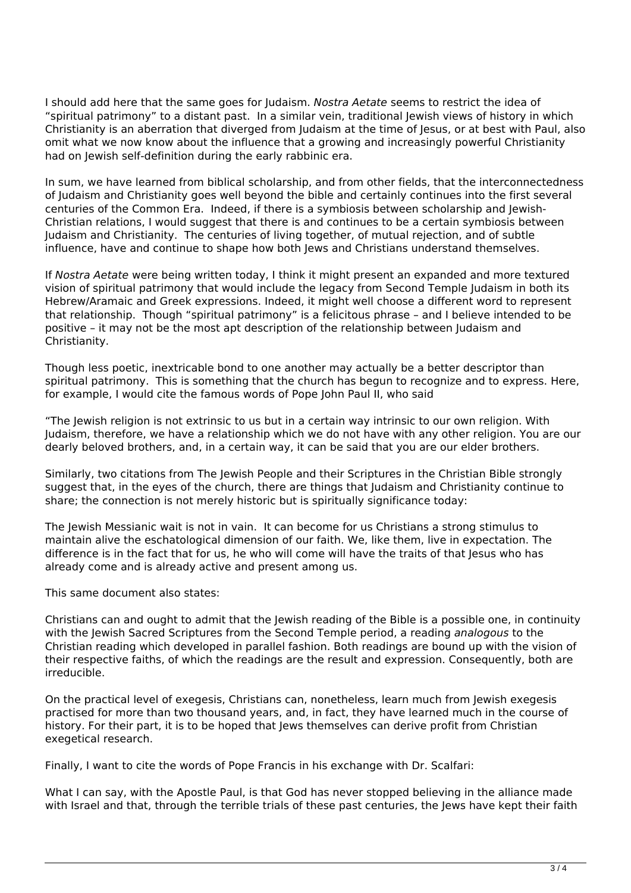I should add here that the same goes for Judaism. *Nostra Aetate* seems to restrict the idea of "spiritual patrimony" to a distant past. In a similar vein, traditional Jewish views of history in which Christianity is an aberration that diverged from Judaism at the time of Jesus, or at best with Paul, also omit what we now know about the influence that a growing and increasingly powerful Christianity had on Jewish self-definition during the early rabbinic era.

In sum, we have learned from biblical scholarship, and from other fields, that the interconnectedness of Judaism and Christianity goes well beyond the bible and certainly continues into the first several centuries of the Common Era. Indeed, if there is a symbiosis between scholarship and Jewish-Christian relations, I would suggest that there is and continues to be a certain symbiosis between Judaism and Christianity. The centuries of living together, of mutual rejection, and of subtle influence, have and continue to shape how both Jews and Christians understand themselves.

If *Nostra Aetate* were being written today, I think it might present an expanded and more textured vision of spiritual patrimony that would include the legacy from Second Temple Judaism in both its Hebrew/Aramaic and Greek expressions. Indeed, it might well choose a different word to represent that relationship. Though "spiritual patrimony" is a felicitous phrase – and I believe intended to be positive – it may not be the most apt description of the relationship between Judaism and Christianity.

Though less poetic, inextricable bond to one another may actually be a better descriptor than spiritual patrimony. This is something that the church has begun to recognize and to express. Here, for example, I would cite the famous words of Pope John Paul II, who said

"The Jewish religion is not extrinsic to us but in a certain way intrinsic to our own religion. With Judaism, therefore, we have a relationship which we do not have with any other religion. You are our dearly beloved brothers, and, in a certain way, it can be said that you are our elder brothers.

Similarly, two citations from The Jewish People and their Scriptures in the Christian Bible strongly suggest that, in the eyes of the church, there are things that Judaism and Christianity continue to share; the connection is not merely historic but is spiritually significance today:

The Jewish Messianic wait is not in vain. It can become for us Christians a strong stimulus to maintain alive the eschatological dimension of our faith. We, like them, live in expectation. The difference is in the fact that for us, he who will come will have the traits of that Jesus who has already come and is already active and present among us.

This same document also states:

Christians can and ought to admit that the Jewish reading of the Bible is a possible one, in continuity with the Jewish Sacred Scriptures from the Second Temple period, a reading *analogous* to the Christian reading which developed in parallel fashion. Both readings are bound up with the vision of their respective faiths, of which the readings are the result and expression. Consequently, both are irreducible.

On the practical level of exegesis, Christians can, nonetheless, learn much from Jewish exegesis practised for more than two thousand years, and, in fact, they have learned much in the course of history. For their part, it is to be hoped that Jews themselves can derive profit from Christian exegetical research.

Finally, I want to cite the words of Pope Francis in his exchange with Dr. Scalfari:

What I can say, with the Apostle Paul, is that God has never stopped believing in the alliance made with Israel and that, through the terrible trials of these past centuries, the Jews have kept their faith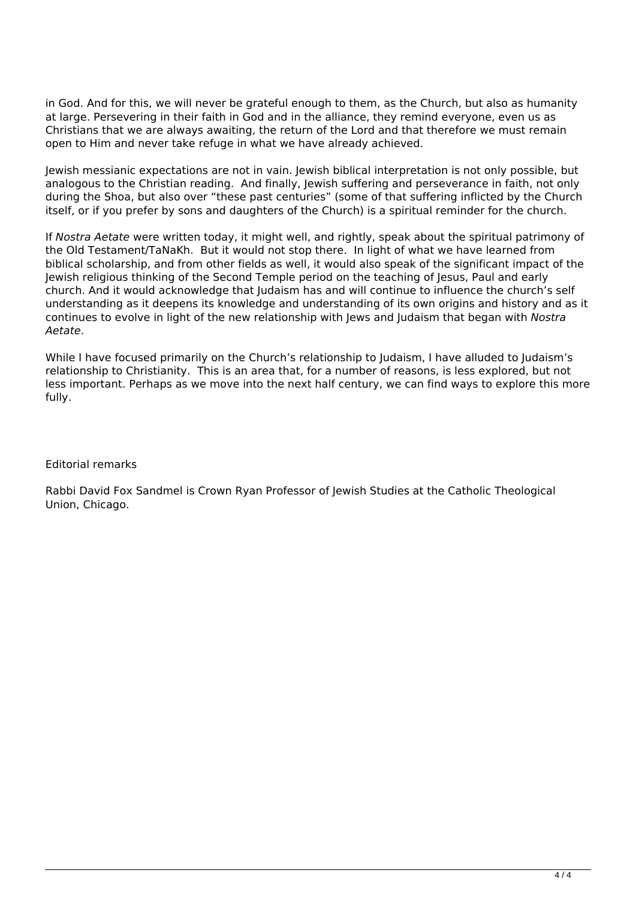in God. And for this, we will never be grateful enough to them, as the Church, but also as humanity at large. Persevering in their faith in God and in the alliance, they remind everyone, even us as Christians that we are always awaiting, the return of the Lord and that therefore we must remain open to Him and never take refuge in what we have already achieved.

Jewish messianic expectations are not in vain. Jewish biblical interpretation is not only possible, but analogous to the Christian reading. And finally, Jewish suffering and perseverance in faith, not only during the Shoa, but also over “these past centuries” (some of that suffering inflicted by the Church itself, or if you prefer by sons and daughters of the Church) is a spiritual reminder for the church.

If *Nostra Aetate* were written today, it might well, and rightly, speak about the spiritual patrimony of the Old Testament/TaNaKh. But it would not stop there. In light of what we have learned from biblical scholarship, and from other fields as well, it would also speak of the significant impact of the Jewish religious thinking of the Second Temple period on the teaching of Jesus, Paul and early church. And it would acknowledge that Judaism has and will continue to influence the church’s self understanding as it deepens its knowledge and understanding of its own origins and history and as it continues to evolve in light of the new relationship with Jews and Judaism that began with *Nostra Aetate*.

While I have focused primarily on the Church’s relationship to Judaism, I have alluded to Judaism’s relationship to Christianity. This is an area that, for a number of reasons, is less explored, but not less important. Perhaps as we move into the next half century, we can find ways to explore this more fully.

Editorial remarks

Rabbi David Fox Sandmel is Crown Ryan Professor of Jewish Studies at the Catholic Theological Union, Chicago.